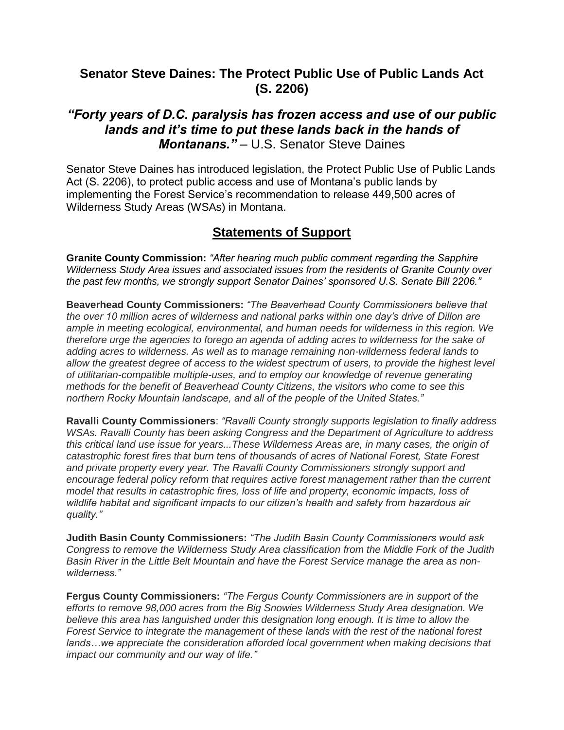# Senator Steve Daines: The Protect Public Use of Public Lands Act (S. 2206)

## *"Forty years of D.C. paralysis has frozen access and use of our public lands and it's time to put these lands back in the hands of Montanans."* – U.S. Senator Steve Daines

Senator Steve Daines has introduced legislation, the Protect Public Use of Public Lands Act (S. 2206), to protect public access and use of Montana's public lands by implementing the Forest Service's recommendation to release 449,500 acres of Wilderness Study Areas (WSAs) in Montana.

## Statements of Support

**Granite County Commission:** *"After hearing much public comment regarding the Sapphire Wilderness Study Area issues and associated issues from the residents of Granite County over the past few months, we strongly support Senator Daines' sponsored U.S. Senate Bill 2206."*

**Beaverhead County Commissioners:** *"The Beaverhead County Commissioners believe that the over 10 million acres of wilderness and national parks within one day's drive of Dillon are ample in meeting ecological, environmental, and human needs for wilderness in this region. We therefore urge the agencies to forego an agenda of adding acres to wilderness for the sake of adding acres to wilderness. As well as to manage remaining non-wilderness federal lands to allow the greatest degree of access to the widest spectrum of users, to provide the highest level of utilitarian-compatible multiple-uses, and to employ our knowledge of revenue generating methods for the benefit of Beaverhead County Citizens, the visitors who come to see this northern Rocky Mountain landscape, and all of the people of the United States."*

**Ravalli County Commissioners**: *"Ravalli County strongly supports legislation to finally address WSAs. Ravalli County has been asking Congress and the Department of Agriculture to address this critical land use issue for years...These Wilderness Areas are, in many cases, the origin of catastrophic forest fires that burn tens of thousands of acres of National Forest, State Forest and private property every year. The Ravalli County Commissioners strongly support and encourage federal policy reform that requires active forest management rather than the current model that results in catastrophic fires, loss of life and property, economic impacts, loss of wildlife habitat and significant impacts to our citizen's health and safety from hazardous air quality."*

**Judith Basin County Commissioners:** *"The Judith Basin County Commissioners would ask Congress to remove the Wilderness Study Area classification from the Middle Fork of the Judith Basin River in the Little Belt Mountain and have the Forest Service manage the area as non-wilderness."*

**Fergus County Commissioners:** *"The Fergus County Commissioners are in support of the efforts to remove 98,000 acres from the Big Snowies Wilderness Study Area designation. We believe this area has languished under this designation long enough. It is time to allow the Forest Service to integrate the management of these lands with the rest of the national forest lands…we appreciate the consideration afforded local government when making decisions that impact our community and our way of life."*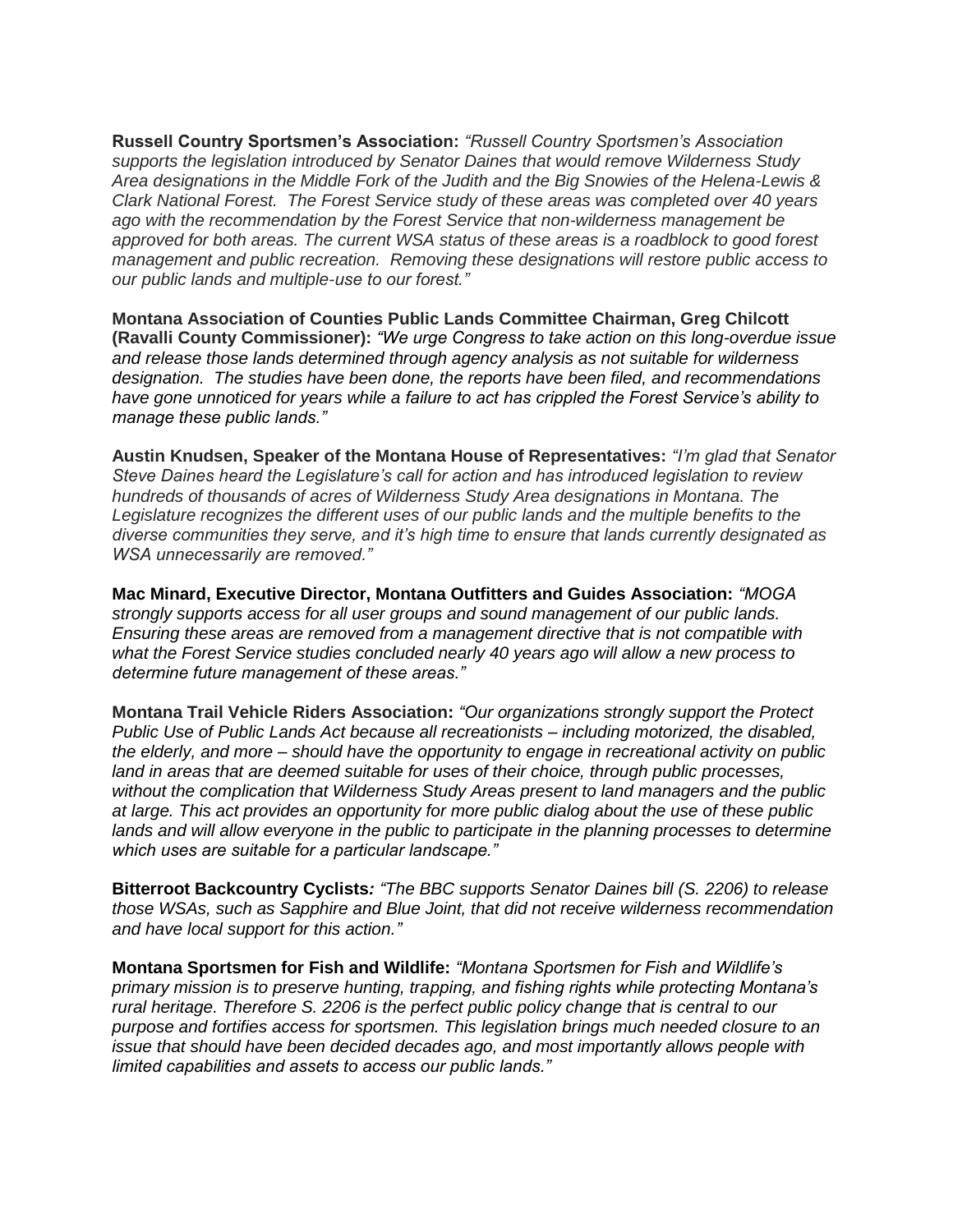**Russell Country Sportsmen's Association:** *"Russell Country Sportsmen's Association supports the legislation introduced by Senator Daines that would remove Wilderness Study Area designations in the Middle Fork of the Judith and the Big Snowies of the Helena-Lewis & Clark National Forest. The Forest Service study of these areas was completed over 40 years ago with the recommendation by the Forest Service that non-wilderness management be approved for both areas. The current WSA status of these areas is a roadblock to good forest management and public recreation. Removing these designations will restore public access to our public lands and multiple-use to our forest."*

**Montana Association of Counties Public Lands Committee Chairman, Greg Chilcott (Ravalli County Commissioner):** *"We urge Congress to take action on this long-overdue issue and release those lands determined through agency analysis as not suitable for wilderness designation. The studies have been done, the reports have been filed, and recommendations have gone unnoticed for years while a failure to act has crippled the Forest Service's ability to manage these public lands."*

**Austin Knudsen, Speaker of the Montana House of Representatives:** *"I'm glad that Senator Steve Daines heard the Legislature's call for action and has introduced legislation to review hundreds of thousands of acres of Wilderness Study Area designations in Montana. The Legislature recognizes the different uses of our public lands and the multiple benefits to the diverse communities they serve, and it's high time to ensure that lands currently designated as WSA unnecessarily are removed."*

**Mac Minard, Executive Director, Montana Outfitters and Guides Association:** *"MOGA strongly supports access for all user groups and sound management of our public lands. Ensuring these areas are removed from a management directive that is not compatible with what the Forest Service studies concluded nearly 40 years ago will allow a new process to determine future management of these areas."*

**Montana Trail Vehicle Riders Association:** *"Our organizations strongly support the Protect Public Use of Public Lands Act because all recreationists – including motorized, the disabled, the elderly, and more – should have the opportunity to engage in recreational activity on public land in areas that are deemed suitable for uses of their choice, through public processes, without the complication that Wilderness Study Areas present to land managers and the public at large. This act provides an opportunity for more public dialog about the use of these public lands and will allow everyone in the public to participate in the planning processes to determine which uses are suitable for a particular landscape."*

**Bitterroot Backcountry Cyclists***:* *"The BBC supports Senator Daines bill (S. 2206) to release those WSAs, such as Sapphire and Blue Joint, that did not receive wilderness recommendation and have local support for this action."*

**Montana Sportsmen for Fish and Wildlife:** *"Montana Sportsmen for Fish and Wildlife's primary mission is to preserve hunting, trapping, and fishing rights while protecting Montana's rural heritage. Therefore S. 2206 is the perfect public policy change that is central to our purpose and fortifies access for sportsmen. This legislation brings much needed closure to an issue that should have been decided decades ago, and most importantly allows people with limited capabilities and assets to access our public lands."*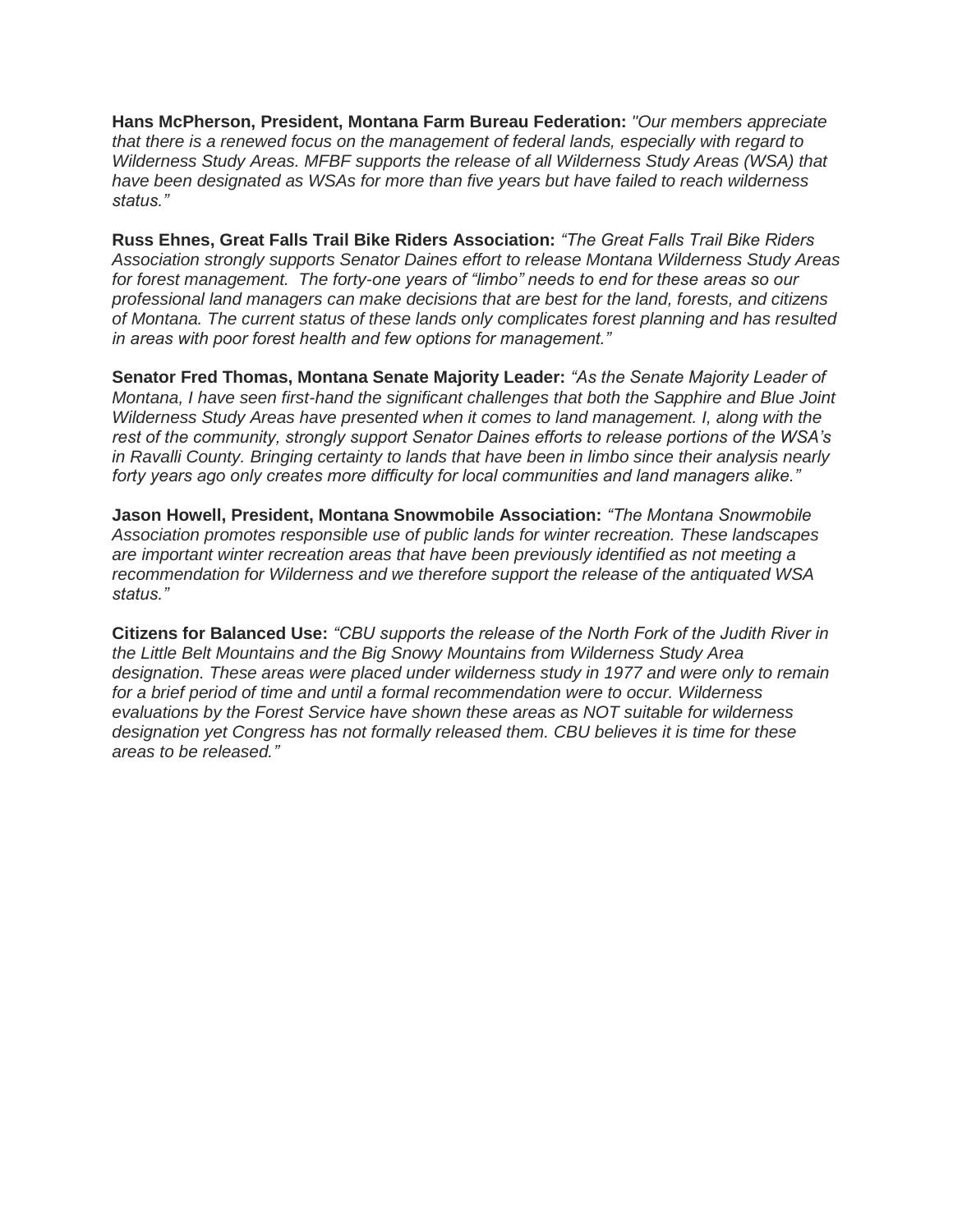**Hans McPherson, President, Montana Farm Bureau Federation:** *"Our members appreciate that there is a renewed focus on the management of federal lands, especially with regard to Wilderness Study Areas. MFBF supports the release of all Wilderness Study Areas (WSA) that have been designated as WSAs for more than five years but have failed to reach wilderness status."*

**Russ Ehnes, Great Falls Trail Bike Riders Association:** *"The Great Falls Trail Bike Riders Association strongly supports Senator Daines effort to release Montana Wilderness Study Areas for forest management. The forty-one years of "limbo" needs to end for these areas so our professional land managers can make decisions that are best for the land, forests, and citizens of Montana. The current status of these lands only complicates forest planning and has resulted in areas with poor forest health and few options for management."*

**Senator Fred Thomas, Montana Senate Majority Leader:** *"As the Senate Majority Leader of Montana, I have seen first-hand the significant challenges that both the Sapphire and Blue Joint Wilderness Study Areas have presented when it comes to land management. I, along with the rest of the community, strongly support Senator Daines efforts to release portions of the WSA's in Ravalli County. Bringing certainty to lands that have been in limbo since their analysis nearly forty years ago only creates more difficulty for local communities and land managers alike."*

**Jason Howell, President, Montana Snowmobile Association:** *"The Montana Snowmobile Association promotes responsible use of public lands for winter recreation. These landscapes are important winter recreation areas that have been previously identified as not meeting a recommendation for Wilderness and we therefore support the release of the antiquated WSA status."*

**Citizens for Balanced Use:** *"CBU supports the release of the North Fork of the Judith River in the Little Belt Mountains and the Big Snowy Mountains from Wilderness Study Area designation. These areas were placed under wilderness study in 1977 and were only to remain for a brief period of time and until a formal recommendation were to occur. Wilderness evaluations by the Forest Service have shown these areas as NOT suitable for wilderness designation yet Congress has not formally released them. CBU believes it is time for these areas to be released."*